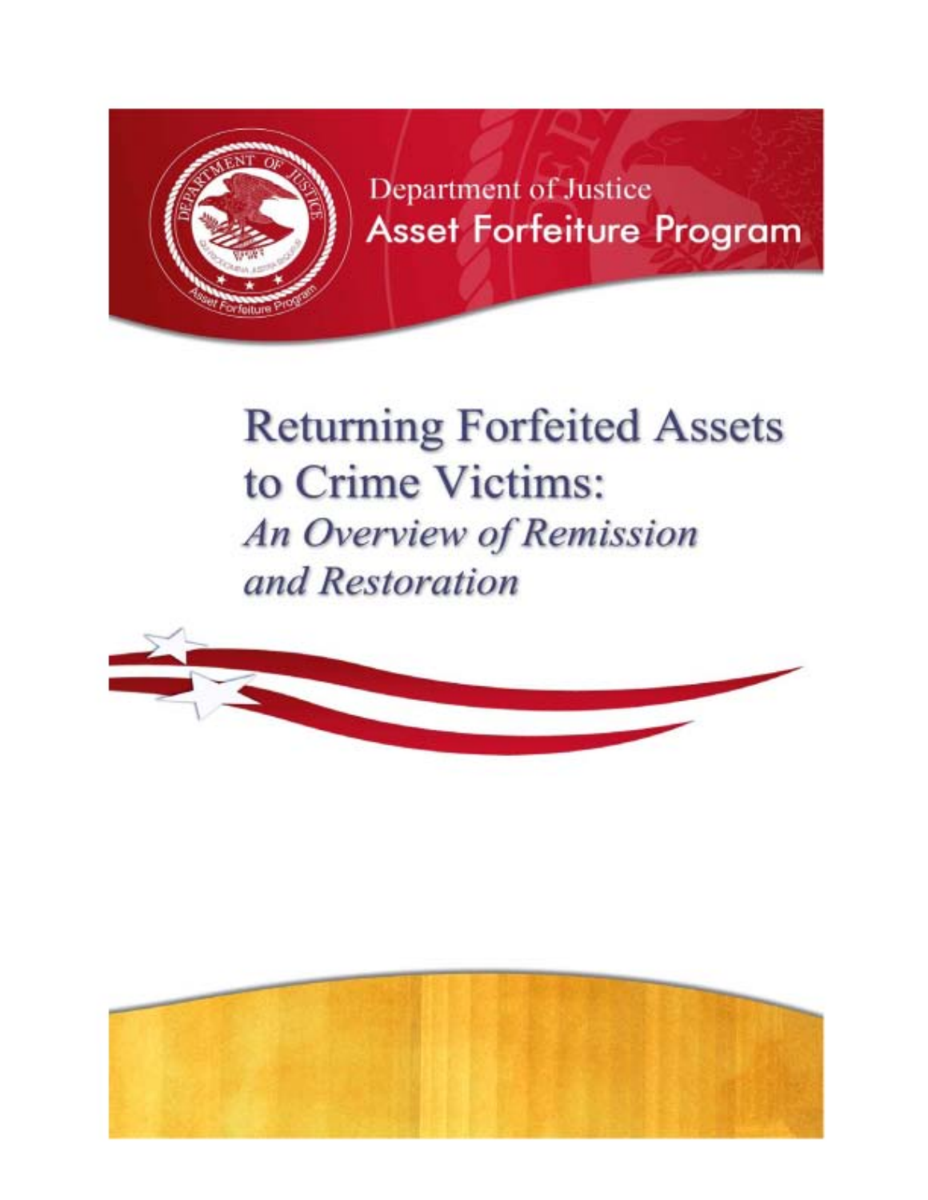Department of Justice
Asset Forfeiture Program

# Returning Forfeited Assets to Crime Victims:
## *An Overview of Remission and Restoration*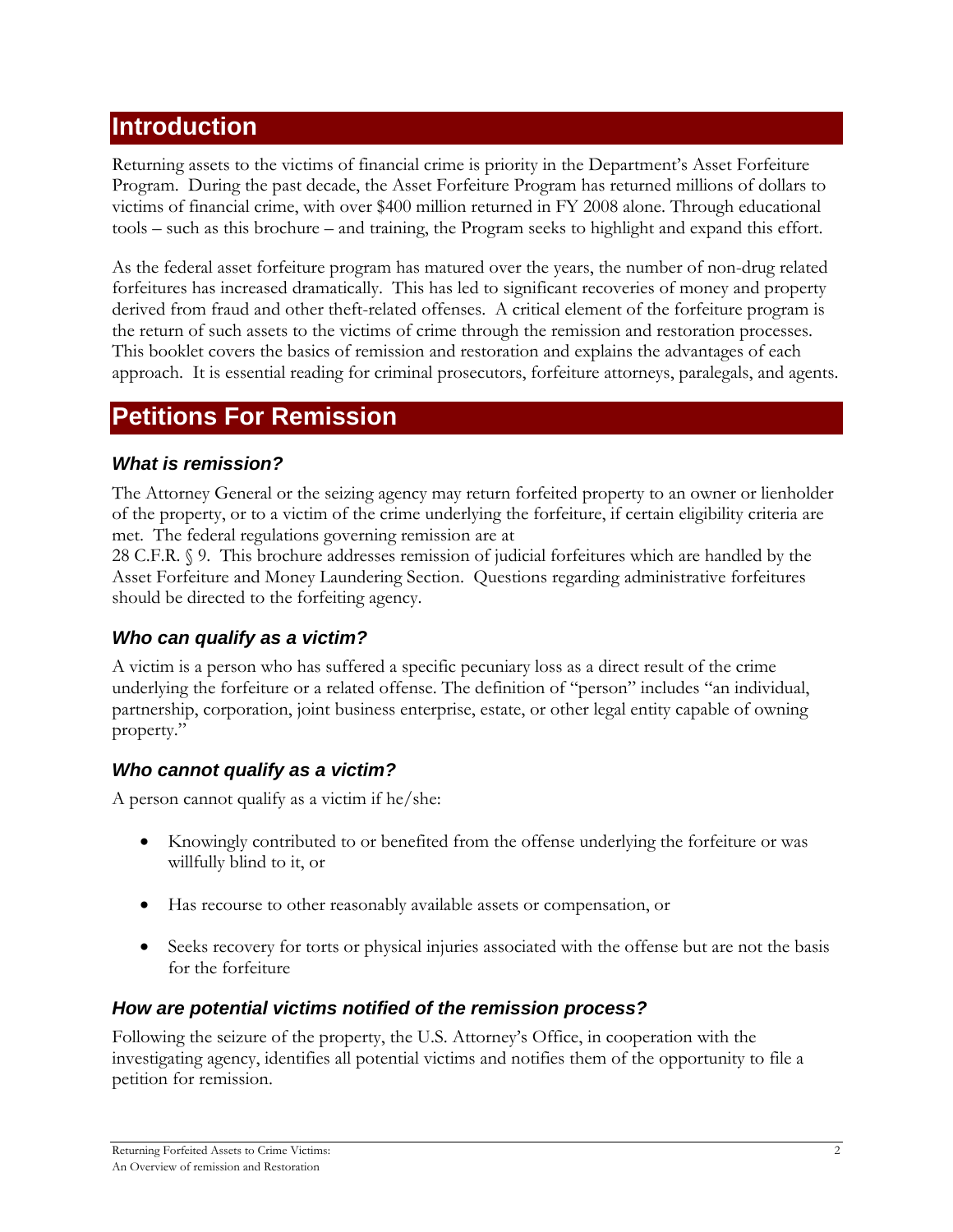## Introduction

Returning assets to the victims of financial crime is priority in the Department's Asset Forfeiture Program. During the past decade, the Asset Forfeiture Program has returned millions of dollars to victims of financial crime, with over $400 million returned in FY 2008 alone. Through educational tools – such as this brochure – and training, the Program seeks to highlight and expand this effort.

As the federal asset forfeiture program has matured over the years, the number of non-drug related forfeitures has increased dramatically. This has led to significant recoveries of money and property derived from fraud and other theft-related offenses. A critical element of the forfeiture program is the return of such assets to the victims of crime through the remission and restoration processes. This booklet covers the basics of remission and restoration and explains the advantages of each approach. It is essential reading for criminal prosecutors, forfeiture attorneys, paralegals, and agents.

## Petitions For Remission

### *What is remission?*

The Attorney General or the seizing agency may return forfeited property to an owner or lienholder of the property, or to a victim of the crime underlying the forfeiture, if certain eligibility criteria are met. The federal regulations governing remission are at 28 C.F.R. § 9. This brochure addresses remission of judicial forfeitures which are handled by the Asset Forfeiture and Money Laundering Section. Questions regarding administrative forfeitures should be directed to the forfeiting agency.

### *Who can qualify as a victim?*

A victim is a person who has suffered a specific pecuniary loss as a direct result of the crime underlying the forfeiture or a related offense. The definition of "person" includes "an individual, partnership, corporation, joint business enterprise, estate, or other legal entity capable of owning property."

### *Who cannot qualify as a victim?*

A person cannot qualify as a victim if he/she:

- Knowingly contributed to or benefited from the offense underlying the forfeiture or was willfully blind to it, or
- Has recourse to other reasonably available assets or compensation, or
- Seeks recovery for torts or physical injuries associated with the offense but are not the basis for the forfeiture

### *How are potential victims notified of the remission process?*

Following the seizure of the property, the U.S. Attorney's Office, in cooperation with the investigating agency, identifies all potential victims and notifies them of the opportunity to file a petition for remission.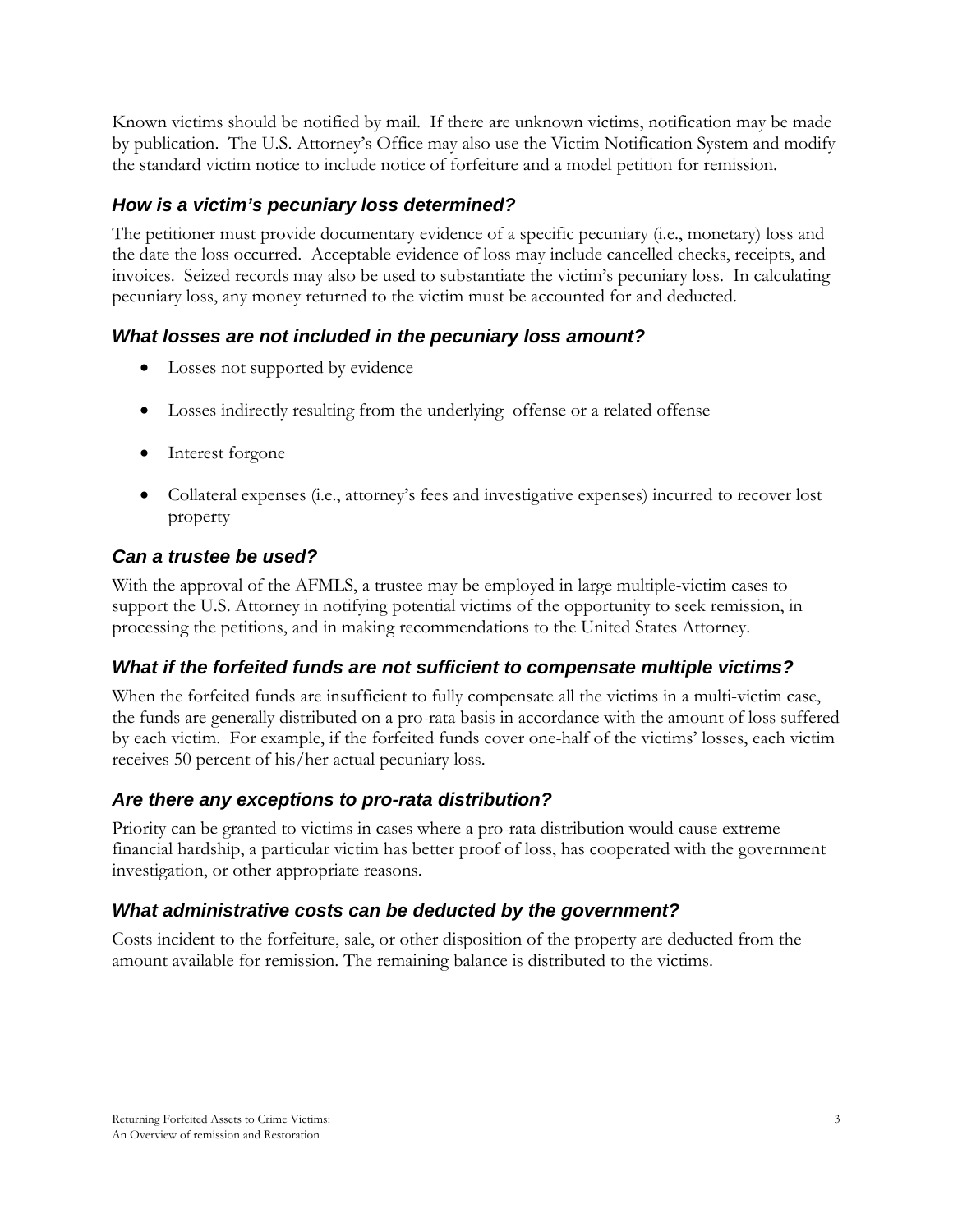Known victims should be notified by mail. If there are unknown victims, notification may be made by publication. The U.S. Attorney's Office may also use the Victim Notification System and modify the standard victim notice to include notice of forfeiture and a model petition for remission.

### *How is a victim's pecuniary loss determined?*

The petitioner must provide documentary evidence of a specific pecuniary (i.e., monetary) loss and the date the loss occurred. Acceptable evidence of loss may include cancelled checks, receipts, and invoices. Seized records may also be used to substantiate the victim's pecuniary loss. In calculating pecuniary loss, any money returned to the victim must be accounted for and deducted.

### *What losses are not included in the pecuniary loss amount?*

- Losses not supported by evidence
- Losses indirectly resulting from the underlying offense or a related offense
- Interest forgone
- Collateral expenses (i.e., attorney's fees and investigative expenses) incurred to recover lost property

### *Can a trustee be used?*

With the approval of the AFMLS, a trustee may be employed in large multiple-victim cases to support the U.S. Attorney in notifying potential victims of the opportunity to seek remission, in processing the petitions, and in making recommendations to the United States Attorney.

### *What if the forfeited funds are not sufficient to compensate multiple victims?*

When the forfeited funds are insufficient to fully compensate all the victims in a multi-victim case, the funds are generally distributed on a pro-rata basis in accordance with the amount of loss suffered by each victim. For example, if the forfeited funds cover one-half of the victims' losses, each victim receives 50 percent of his/her actual pecuniary loss.

### *Are there any exceptions to pro-rata distribution?*

Priority can be granted to victims in cases where a pro-rata distribution would cause extreme financial hardship, a particular victim has better proof of loss, has cooperated with the government investigation, or other appropriate reasons.

### *What administrative costs can be deducted by the government?*

Costs incident to the forfeiture, sale, or other disposition of the property are deducted from the amount available for remission. The remaining balance is distributed to the victims.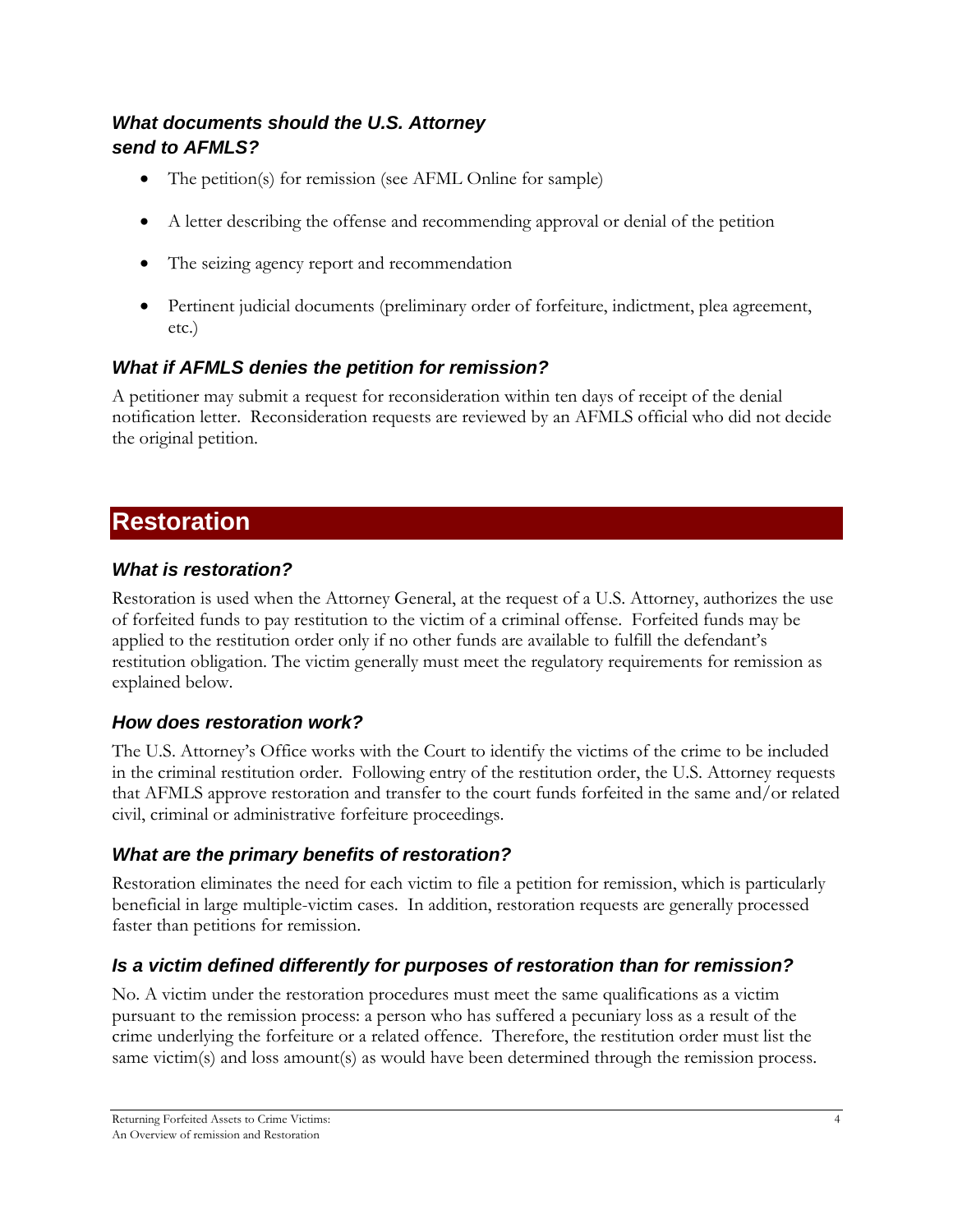### *What documents should the U.S. Attorney send to AFMLS?*

- The petition(s) for remission (see AFML Online for sample)
- A letter describing the offense and recommending approval or denial of the petition
- The seizing agency report and recommendation
- Pertinent judicial documents (preliminary order of forfeiture, indictment, plea agreement, etc.)

### *What if AFMLS denies the petition for remission?*

A petitioner may submit a request for reconsideration within ten days of receipt of the denial notification letter. Reconsideration requests are reviewed by an AFMLS official who did not decide the original petition.

## Restoration

### *What is restoration?*

Restoration is used when the Attorney General, at the request of a U.S. Attorney, authorizes the use of forfeited funds to pay restitution to the victim of a criminal offense. Forfeited funds may be applied to the restitution order only if no other funds are available to fulfill the defendant's restitution obligation. The victim generally must meet the regulatory requirements for remission as explained below.

### *How does restoration work?*

The U.S. Attorney's Office works with the Court to identify the victims of the crime to be included in the criminal restitution order. Following entry of the restitution order, the U.S. Attorney requests that AFMLS approve restoration and transfer to the court funds forfeited in the same and/or related civil, criminal or administrative forfeiture proceedings.

### *What are the primary benefits of restoration?*

Restoration eliminates the need for each victim to file a petition for remission, which is particularly beneficial in large multiple-victim cases. In addition, restoration requests are generally processed faster than petitions for remission.

### *Is a victim defined differently for purposes of restoration than for remission?*

No. A victim under the restoration procedures must meet the same qualifications as a victim pursuant to the remission process: a person who has suffered a pecuniary loss as a result of the crime underlying the forfeiture or a related offence. Therefore, the restitution order must list the same victim(s) and loss amount(s) as would have been determined through the remission process.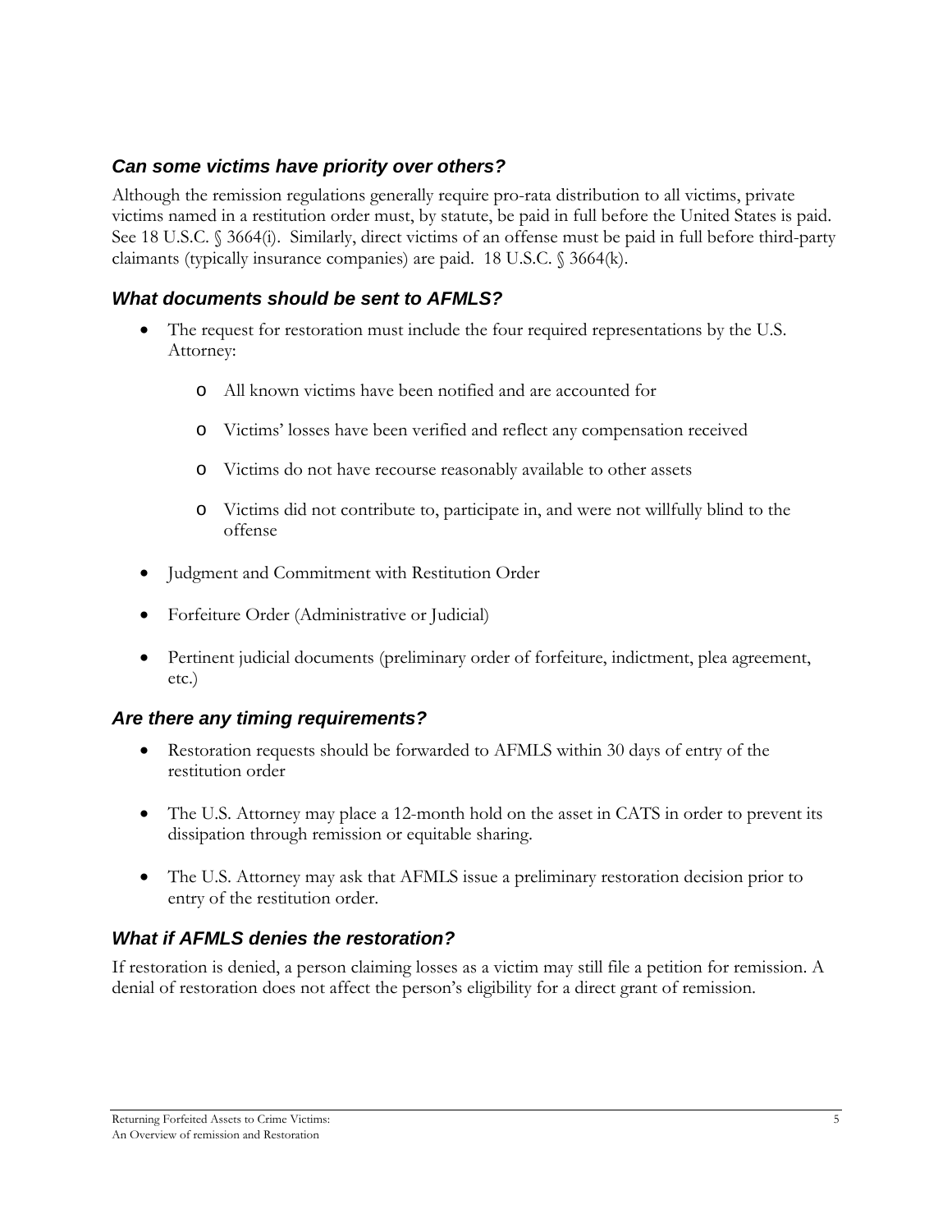### *Can some victims have priority over others?*

Although the remission regulations generally require pro-rata distribution to all victims, private victims named in a restitution order must, by statute, be paid in full before the United States is paid. See 18 U.S.C. § 3664(i). Similarly, direct victims of an offense must be paid in full before third-party claimants (typically insurance companies) are paid. 18 U.S.C. § 3664(k).

### *What documents should be sent to AFMLS?*

- The request for restoration must include the four required representations by the U.S. Attorney:
  - All known victims have been notified and are accounted for
  - Victims' losses have been verified and reflect any compensation received
  - Victims do not have recourse reasonably available to other assets
  - Victims did not contribute to, participate in, and were not willfully blind to the offense
- Judgment and Commitment with Restitution Order
- Forfeiture Order (Administrative or Judicial)
- Pertinent judicial documents (preliminary order of forfeiture, indictment, plea agreement, etc.)

### *Are there any timing requirements?*

- Restoration requests should be forwarded to AFMLS within 30 days of entry of the restitution order
- The U.S. Attorney may place a 12-month hold on the asset in CATS in order to prevent its dissipation through remission or equitable sharing.
- The U.S. Attorney may ask that AFMLS issue a preliminary restoration decision prior to entry of the restitution order.

### *What if AFMLS denies the restoration?*

If restoration is denied, a person claiming losses as a victim may still file a petition for remission. A denial of restoration does not affect the person's eligibility for a direct grant of remission.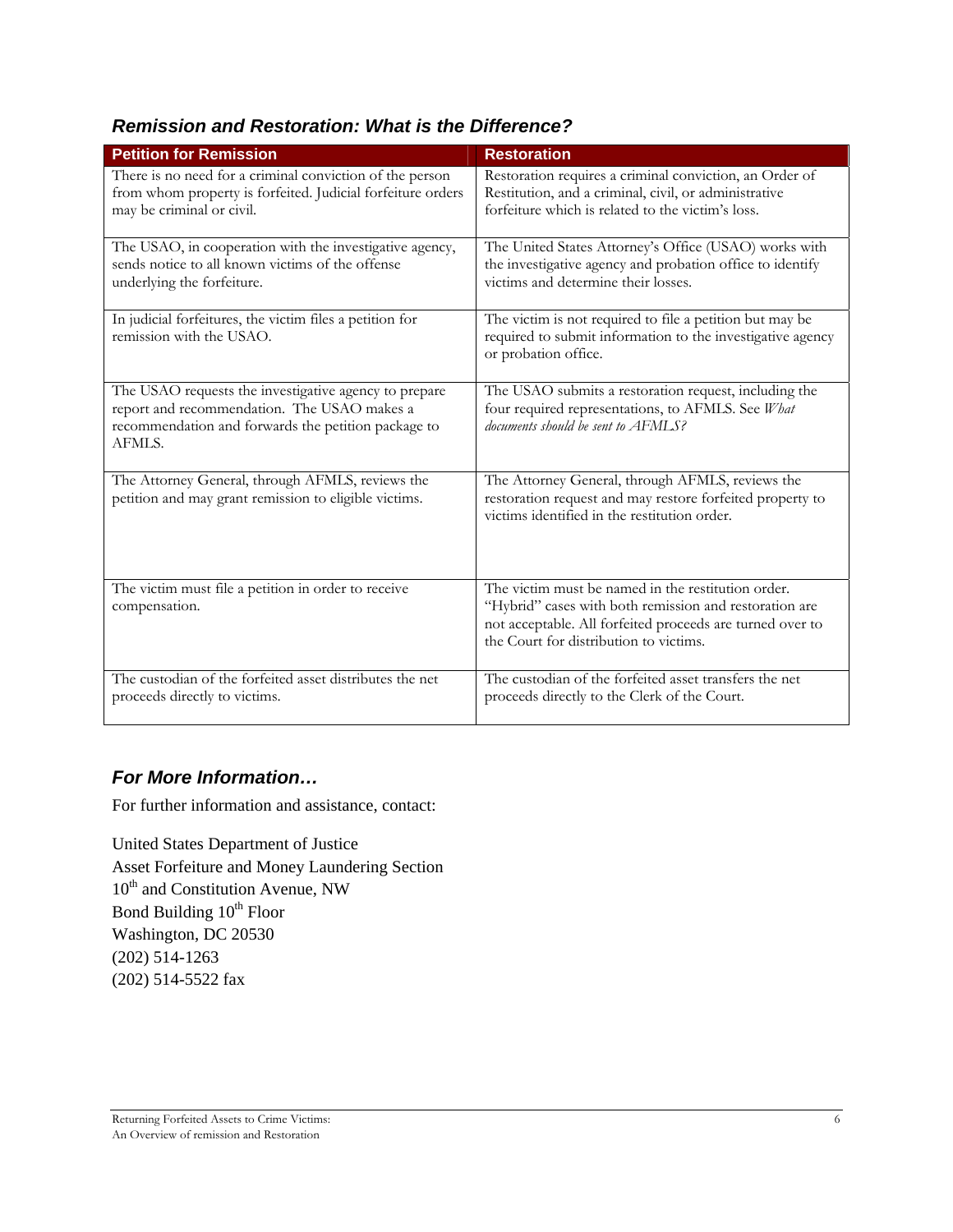### *Remission and Restoration: What is the Difference?*

| Petition for Remission | Restoration |
|---|---|
| There is no need for a criminal conviction of the person from whom property is forfeited. Judicial forfeiture orders may be criminal or civil. | Restoration requires a criminal conviction, an Order of Restitution, and a criminal, civil, or administrative forfeiture which is related to the victim's loss. |
| The USAO, in cooperation with the investigative agency, sends notice to all known victims of the offense underlying the forfeiture. | The United States Attorney's Office (USAO) works with the investigative agency and probation office to identify victims and determine their losses. |
| In judicial forfeitures, the victim files a petition for remission with the USAO. | The victim is not required to file a petition but may be required to submit information to the investigative agency or probation office. |
| The USAO requests the investigative agency to prepare report and recommendation. The USAO makes a recommendation and forwards the petition package to AFMLS. | The USAO submits a restoration request, including the four required representations, to AFMLS. See *What documents should be sent to AFMLS?* |
| The Attorney General, through AFMLS, reviews the petition and may grant remission to eligible victims. | The Attorney General, through AFMLS, reviews the restoration request and may restore forfeited property to victims identified in the restitution order. |
| The victim must file a petition in order to receive compensation. | The victim must be named in the restitution order. "Hybrid" cases with both remission and restoration are not acceptable. All forfeited proceeds are turned over to the Court for distribution to victims. |
| The custodian of the forfeited asset distributes the net proceeds directly to victims. | The custodian of the forfeited asset transfers the net proceeds directly to the Clerk of the Court. |

### *For More Information…*

For further information and assistance, contact:

United States Department of Justice
Asset Forfeiture and Money Laundering Section
10th and Constitution Avenue, NW
Bond Building 10th Floor
Washington, DC 20530
(202) 514-1263
(202) 514-5522 fax